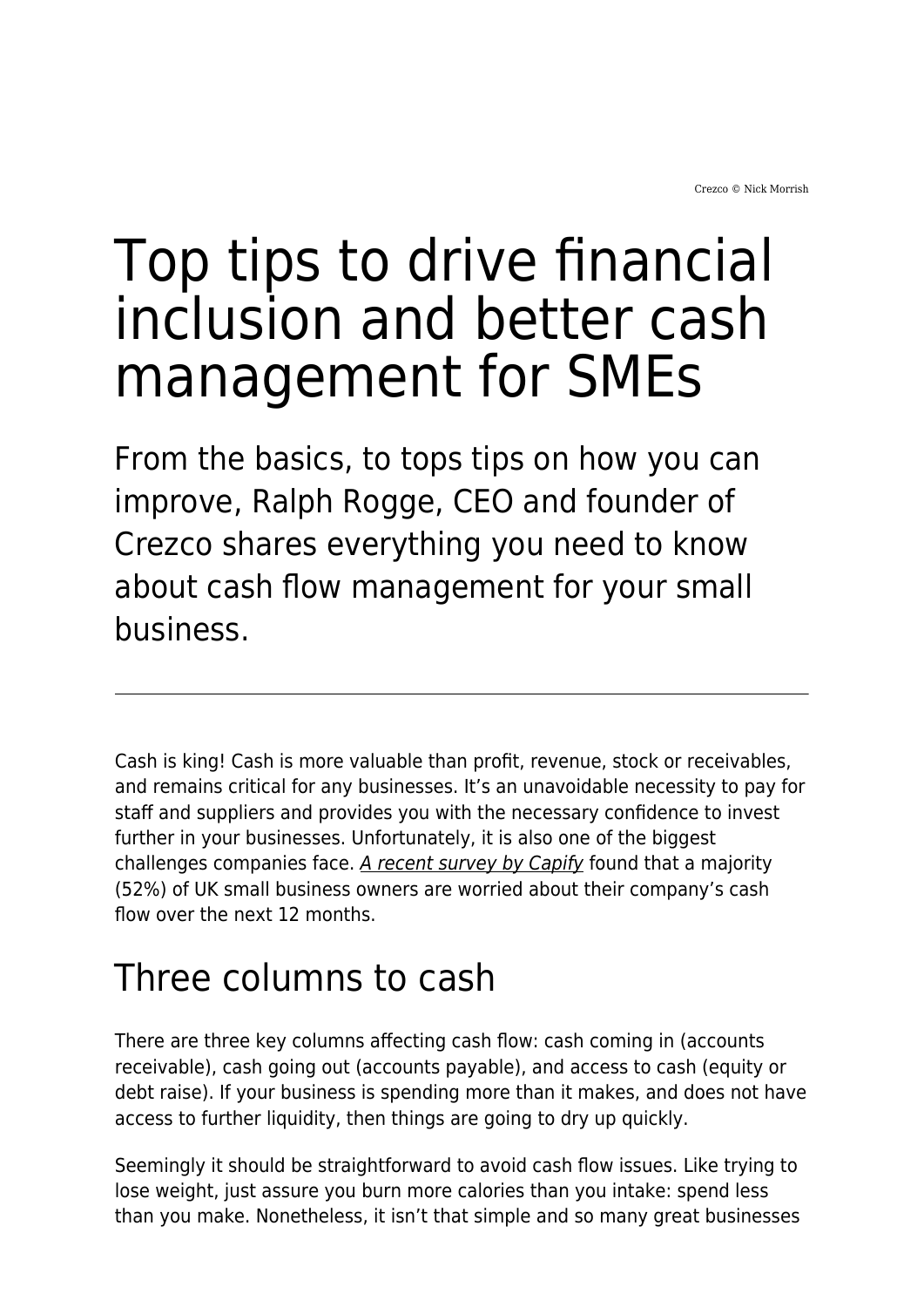Crezco © Nick Morrish

# Top tips to drive financial inclusion and better cash management for SMEs

## From the basics, to tops tips on how you can improve, Ralph Rogge, CEO and founder of Crezco shares everything you need to know about cash flow management for your small business.

---

Cash is king! Cash is more valuable than profit, revenue, stock or receivables, and remains critical for any businesses. It's an unavoidable necessity to pay for staff and suppliers and provides you with the necessary confidence to invest further in your businesses. Unfortunately, it is also one of the biggest challenges companies face. *A recent survey by Capify* found that a majority (52%) of UK small business owners are worried about their company's cash flow over the next 12 months.

## Three columns to cash

There are three key columns affecting cash flow: cash coming in (accounts receivable), cash going out (accounts payable), and access to cash (equity or debt raise). If your business is spending more than it makes, and does not have access to further liquidity, then things are going to dry up quickly.

Seemingly it should be straightforward to avoid cash flow issues. Like trying to lose weight, just assure you burn more calories than you intake: spend less than you make. Nonetheless, it isn't that simple and so many great businesses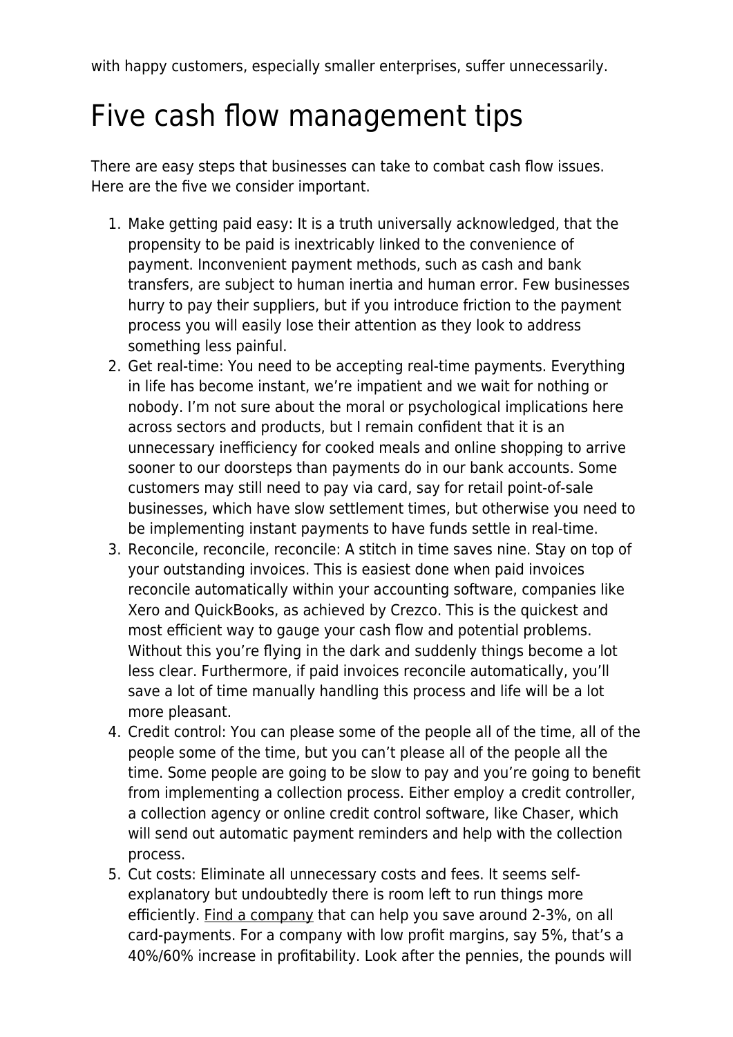with happy customers, especially smaller enterprises, suffer unnecessarily.

# Five cash flow management tips

There are easy steps that businesses can take to combat cash flow issues. Here are the five we consider important.

1. Make getting paid easy: It is a truth universally acknowledged, that the propensity to be paid is inextricably linked to the convenience of payment. Inconvenient payment methods, such as cash and bank transfers, are subject to human inertia and human error. Few businesses hurry to pay their suppliers, but if you introduce friction to the payment process you will easily lose their attention as they look to address something less painful.
2. Get real-time: You need to be accepting real-time payments. Everything in life has become instant, we're impatient and we wait for nothing or nobody. I'm not sure about the moral or psychological implications here across sectors and products, but I remain confident that it is an unnecessary inefficiency for cooked meals and online shopping to arrive sooner to our doorsteps than payments do in our bank accounts. Some customers may still need to pay via card, say for retail point-of-sale businesses, which have slow settlement times, but otherwise you need to be implementing instant payments to have funds settle in real-time.
3. Reconcile, reconcile, reconcile: A stitch in time saves nine. Stay on top of your outstanding invoices. This is easiest done when paid invoices reconcile automatically within your accounting software, companies like Xero and QuickBooks, as achieved by Crezco. This is the quickest and most efficient way to gauge your cash flow and potential problems. Without this you're flying in the dark and suddenly things become a lot less clear. Furthermore, if paid invoices reconcile automatically, you'll save a lot of time manually handling this process and life will be a lot more pleasant.
4. Credit control: You can please some of the people all of the time, all of the people some of the time, but you can't please all of the people all the time. Some people are going to be slow to pay and you're going to benefit from implementing a collection process. Either employ a credit controller, a collection agency or online credit control software, like Chaser, which will send out automatic payment reminders and help with the collection process.
5. Cut costs: Eliminate all unnecessary costs and fees. It seems self-explanatory but undoubtedly there is room left to run things more efficiently. Find a company that can help you save around 2-3%, on all card-payments. For a company with low profit margins, say 5%, that's a 40%/60% increase in profitability. Look after the pennies, the pounds will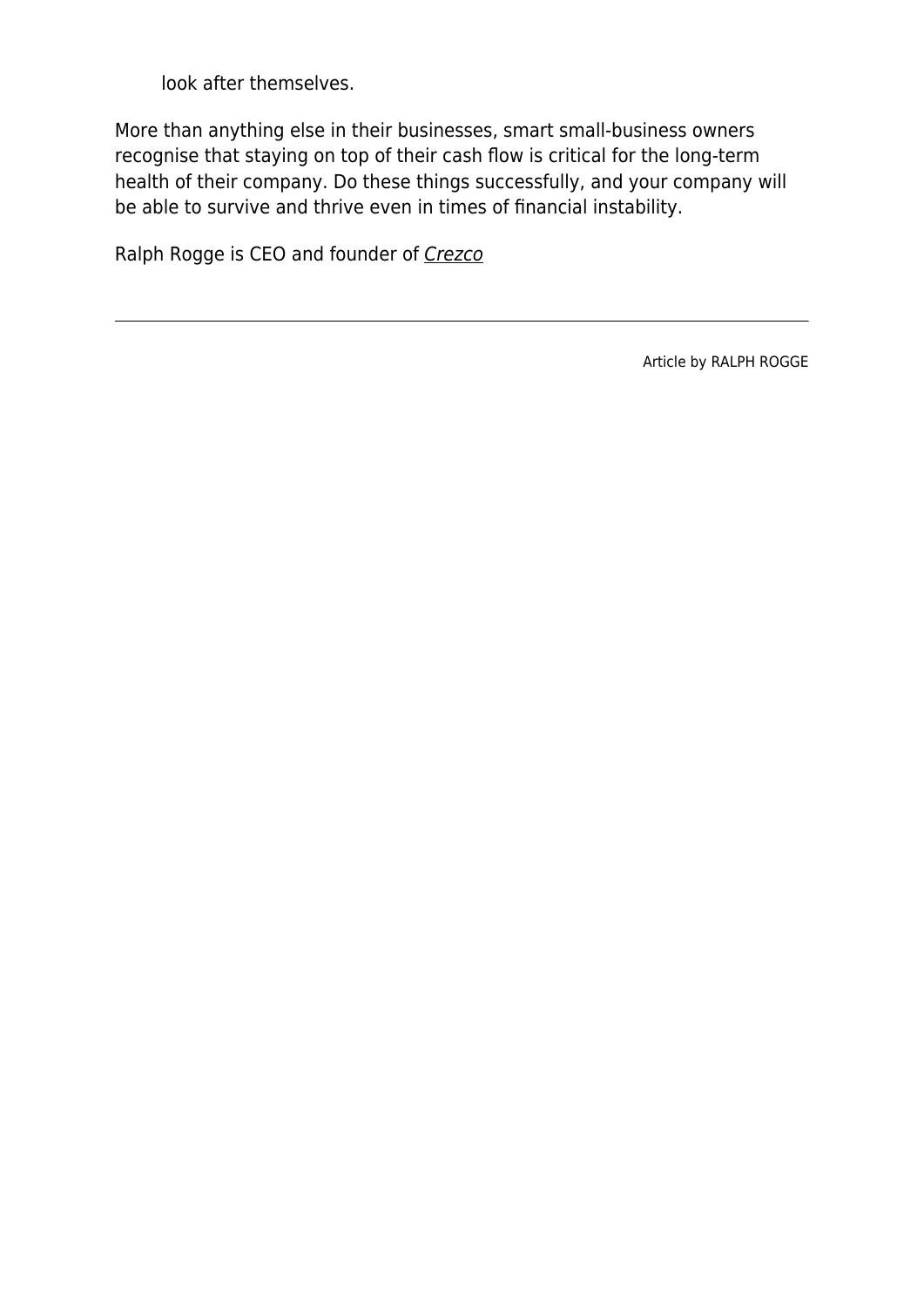look after themselves.

More than anything else in their businesses, smart small-business owners recognise that staying on top of their cash flow is critical for the long-term health of their company. Do these things successfully, and your company will be able to survive and thrive even in times of financial instability.

Ralph Rogge is CEO and founder of *Crezco*

---

Article by RALPH ROGGE